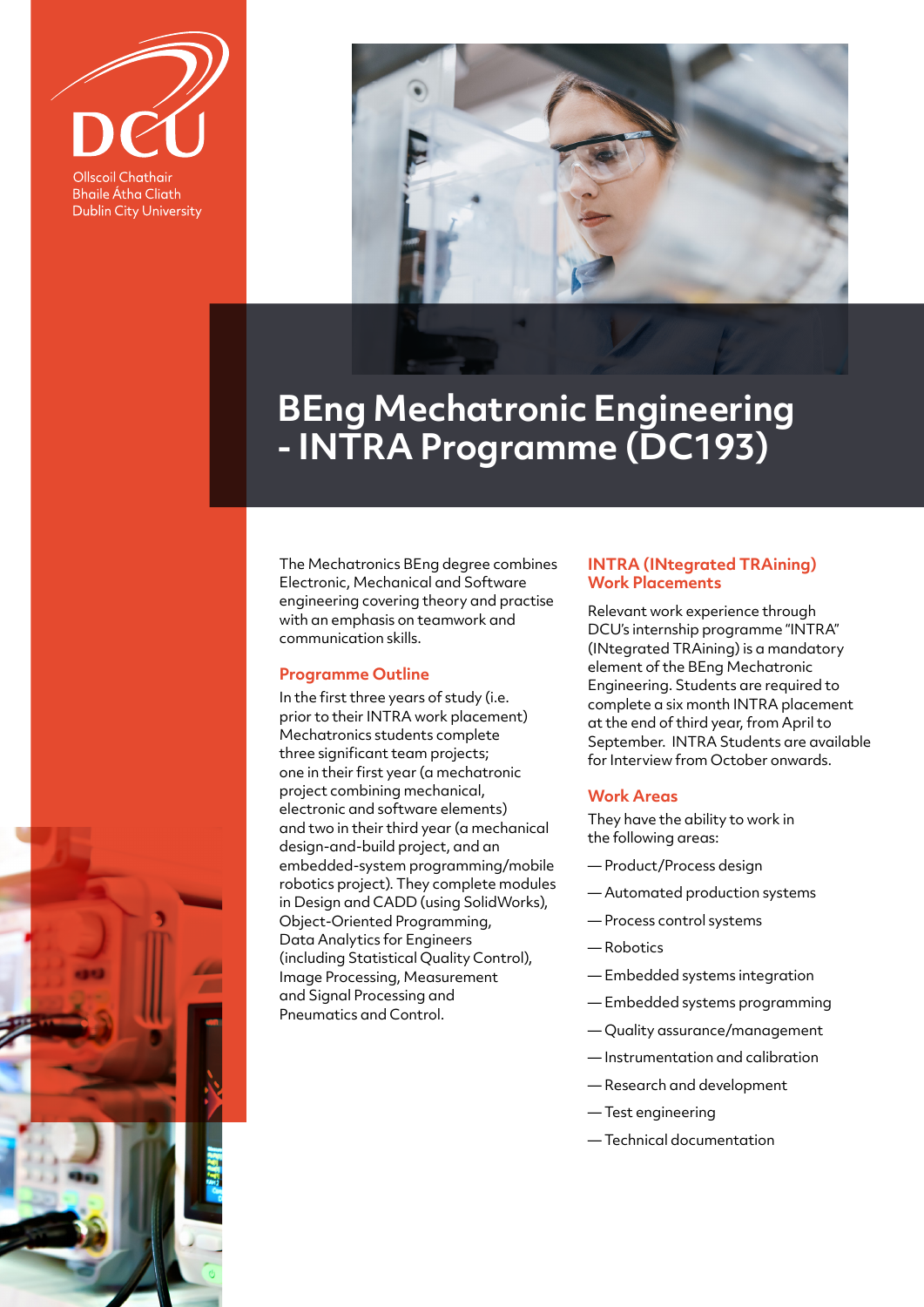Ollscoil Chathair Bhaile Átha Cliath
Dublin City University

# BEng Mechatronic Engineering - INTRA Programme (DC193)

The Mechatronics BEng degree combines Electronic, Mechanical and Software engineering covering theory and practise with an emphasis on teamwork and communication skills.

## Programme Outline

In the first three years of study (i.e. prior to their INTRA work placement) Mechatronics students complete three significant team projects; one in their first year (a mechatronic project combining mechanical, electronic and software elements) and two in their third year (a mechanical design-and-build project, and an embedded-system programming/mobile robotics project). They complete modules in Design and CADD (using SolidWorks), Object-Oriented Programming, Data Analytics for Engineers (including Statistical Quality Control), Image Processing, Measurement and Signal Processing and Pneumatics and Control.

## INTRA (INtegrated TRAining) Work Placements

Relevant work experience through DCU's internship programme "INTRA" (INtegrated TRAining) is a mandatory element of the BEng Mechatronic Engineering. Students are required to complete a six month INTRA placement at the end of third year, from April to September. INTRA Students are available for Interview from October onwards.

## Work Areas

They have the ability to work in the following areas:

- Product/Process design
- Automated production systems
- Process control systems
- Robotics
- Embedded systems integration
- Embedded systems programming
- Quality assurance/management
- Instrumentation and calibration
- Research and development
- Test engineering
- Technical documentation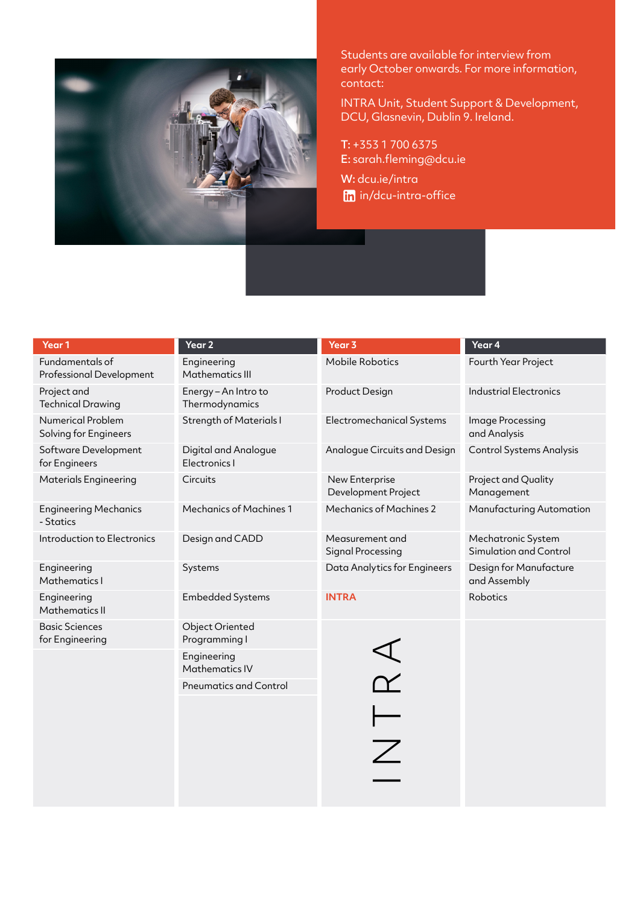Students are available for interview from early October onwards. For more information, contact:

INTRA Unit, Student Support & Development, DCU, Glasnevin, Dublin 9. Ireland.

**T:** +353 1 700 6375
**E:** sarah.fleming@dcu.ie

**W:** dcu.ie/intra
in/dcu-intra-office

| Year 1 | Year 2 | Year 3 | Year 4 |
|---|---|---|---|
| Fundamentals of Professional Development | Engineering Mathematics III | Mobile Robotics | Fourth Year Project |
| Project and Technical Drawing | Energy – An Intro to Thermodynamics | Product Design | Industrial Electronics |
| Numerical Problem Solving for Engineers | Strength of Materials I | Electromechanical Systems | Image Processing and Analysis |
| Software Development for Engineers | Digital and Analogue Electronics I | Analogue Circuits and Design | Control Systems Analysis |
| Materials Engineering | Circuits | New Enterprise Development Project | Project and Quality Management |
| Engineering Mechanics - Statics | Mechanics of Machines 1 | Mechanics of Machines 2 | Manufacturing Automation |
| Introduction to Electronics | Design and CADD | Measurement and Signal Processing | Mechatronic System Simulation and Control |
| Engineering Mathematics I | Systems | Data Analytics for Engineers | Design for Manufacture and Assembly |
| Engineering Mathematics II | Embedded Systems | **INTRA** | Robotics |
| Basic Sciences for Engineering | Object Oriented Programming I | INTRA | |
| | Engineering Mathematics IV | | |
| | Pneumatics and Control | | |